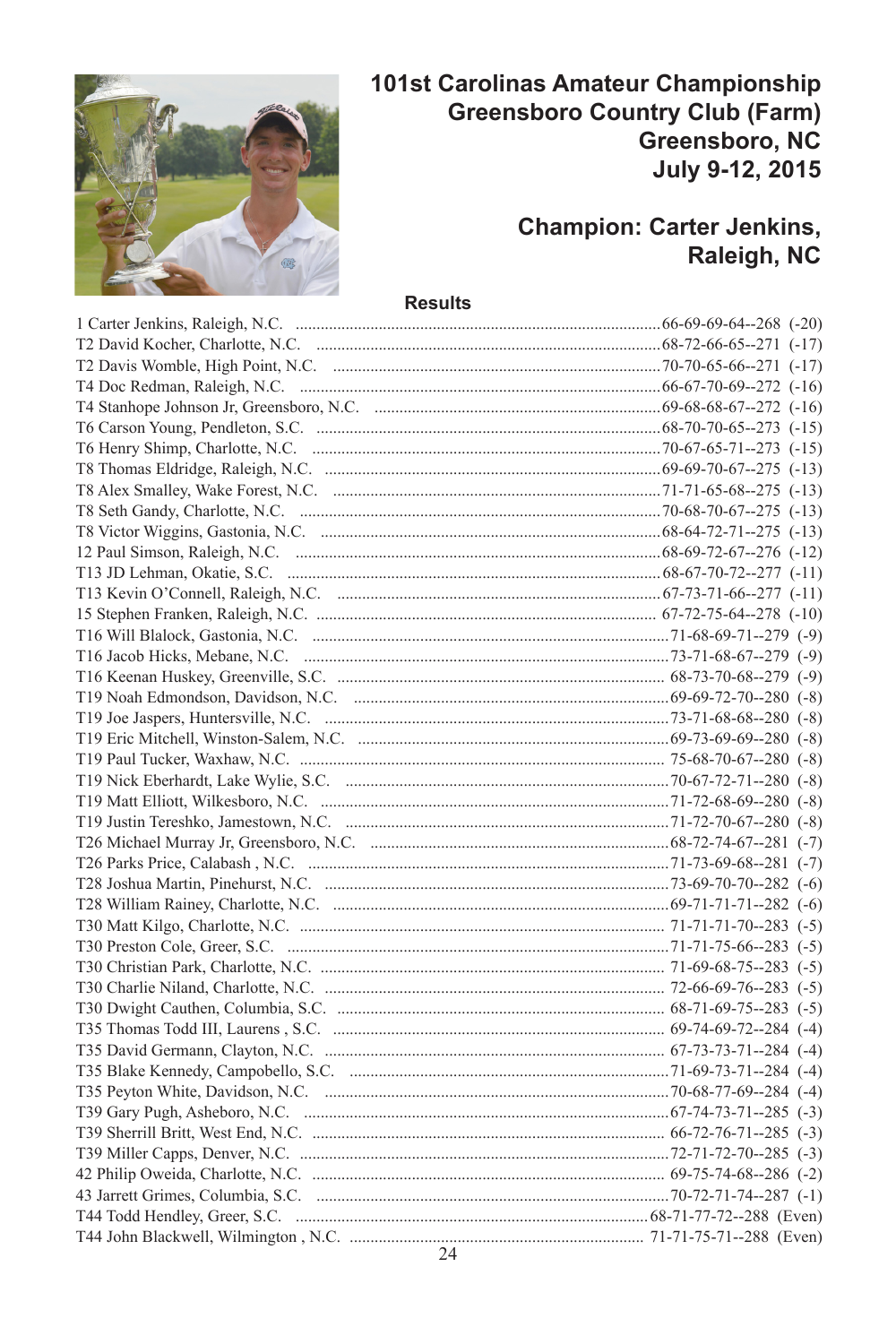# 101st Carolinas Amateur Championship
## Greensboro Country Club (Farm)
## Greensboro, NC
## July 9-12, 2015

## Champion: Carter Jenkins, Raleigh, NC

### Results

| Pos | Player | Scores | To Par |
|---|---|---|---|
| 1 | Carter Jenkins, Raleigh, N.C. | 66-69-69-64--268 | (-20) |
| T2 | David Kocher, Charlotte, N.C. | 68-72-66-65--271 | (-17) |
| T2 | Davis Womble, High Point, N.C. | 70-70-65-66--271 | (-17) |
| T4 | Doc Redman, Raleigh, N.C. | 66-67-70-69--272 | (-16) |
| T4 | Stanhope Johnson Jr, Greensboro, N.C. | 69-68-68-67--272 | (-16) |
| T6 | Carson Young, Pendleton, S.C. | 68-70-70-65--273 | (-15) |
| T6 | Henry Shimp, Charlotte, N.C. | 70-67-65-71--273 | (-15) |
| T8 | Thomas Eldridge, Raleigh, N.C. | 69-69-70-67--275 | (-13) |
| T8 | Alex Smalley, Wake Forest, N.C. | 71-71-65-68--275 | (-13) |
| T8 | Seth Gandy, Charlotte, N.C. | 70-68-70-67--275 | (-13) |
| T8 | Victor Wiggins, Gastonia, N.C. | 68-64-72-71--275 | (-13) |
| 12 | Paul Simson, Raleigh, N.C. | 68-69-72-67--276 | (-12) |
| T13 | JD Lehman, Okatie, S.C. | 68-67-70-72--277 | (-11) |
| T13 | Kevin O'Connell, Raleigh, N.C. | 67-73-71-66--277 | (-11) |
| 15 | Stephen Franken, Raleigh, N.C. | 67-72-75-64--278 | (-10) |
| T16 | Will Blalock, Gastonia, N.C. | 71-68-69-71--279 | (-9) |
| T16 | Jacob Hicks, Mebane, N.C. | 73-71-68-67--279 | (-9) |
| T16 | Keenan Huskey, Greenville, S.C. | 68-73-70-68--279 | (-9) |
| T19 | Noah Edmondson, Davidson, N.C. | 69-69-72-70--280 | (-8) |
| T19 | Joe Jaspers, Huntersville, N.C. | 73-71-68-68--280 | (-8) |
| T19 | Eric Mitchell, Winston-Salem, N.C. | 69-73-69-69--280 | (-8) |
| T19 | Paul Tucker, Waxhaw, N.C. | 75-68-70-67--280 | (-8) |
| T19 | Nick Eberhardt, Lake Wylie, S.C. | 70-67-72-71--280 | (-8) |
| T19 | Matt Elliott, Wilkesboro, N.C. | 71-72-68-69--280 | (-8) |
| T19 | Justin Tereshko, Jamestown, N.C. | 71-72-70-67--280 | (-8) |
| T26 | Michael Murray Jr, Greensboro, N.C. | 68-72-74-67--281 | (-7) |
| T26 | Parks Price, Calabash , N.C. | 71-73-69-68--281 | (-7) |
| T28 | Joshua Martin, Pinehurst, N.C. | 73-69-70-70--282 | (-6) |
| T28 | William Rainey, Charlotte, N.C. | 69-71-71-71--282 | (-6) |
| T30 | Matt Kilgo, Charlotte, N.C. | 71-71-71-70--283 | (-5) |
| T30 | Preston Cole, Greer, S.C. | 71-71-75-66--283 | (-5) |
| T30 | Christian Park, Charlotte, N.C. | 71-69-68-75--283 | (-5) |
| T30 | Charlie Niland, Charlotte, N.C. | 72-66-69-76--283 | (-5) |
| T30 | Dwight Cauthen, Columbia, S.C. | 68-71-69-75--283 | (-5) |
| T35 | Thomas Todd III, Laurens , S.C. | 69-74-69-72--284 | (-4) |
| T35 | David Germann, Clayton, N.C. | 67-73-73-71--284 | (-4) |
| T35 | Blake Kennedy, Campobello, S.C. | 71-69-73-71--284 | (-4) |
| T35 | Peyton White, Davidson, N.C. | 70-68-77-69--284 | (-4) |
| T39 | Gary Pugh, Asheboro, N.C. | 67-74-73-71--285 | (-3) |
| T39 | Sherrill Britt, West End, N.C. | 66-72-76-71--285 | (-3) |
| T39 | Miller Capps, Denver, N.C. | 72-71-72-70--285 | (-3) |
| 42 | Philip Oweida, Charlotte, N.C. | 69-75-74-68--286 | (-2) |
| 43 | Jarrett Grimes, Columbia, S.C. | 70-72-71-74--287 | (-1) |
| T44 | Todd Hendley, Greer, S.C. | 68-71-77-72--288 | (Even) |
| T44 | John Blackwell, Wilmington , N.C. | 71-71-75-71--288 | (Even) |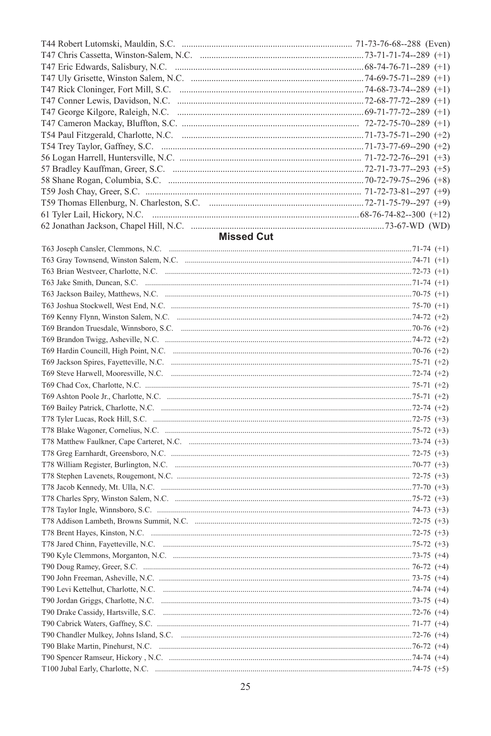T44 Robert Lutomski, Mauldin, S.C. ........ 71-73-76-68--288 (Even)
T47 Chris Cassetta, Winston-Salem, N.C. ........ 73-71-71-74--289 (+1)
T47 Eric Edwards, Salisbury, N.C. ........ 68-74-76-71--289 (+1)
T47 Uly Grisette, Winston Salem, N.C. ........ 74-69-75-71--289 (+1)
T47 Rick Cloninger, Fort Mill, S.C. ........ 74-68-73-74--289 (+1)
T47 Conner Lewis, Davidson, N.C. ........ 72-68-77-72--289 (+1)
T47 George Kilgore, Raleigh, N.C. ........ 69-71-77-72--289 (+1)
T47 Cameron Mackay, Bluffton, S.C. ........ 72-72-75-70--289 (+1)
T54 Paul Fitzgerald, Charlotte, N.C. ........ 71-73-75-71--290 (+2)
T54 Trey Taylor, Gaffney, S.C. ........ 71-73-77-69--290 (+2)
56 Logan Harrell, Huntersville, N.C. ........ 71-72-72-76--291 (+3)
57 Bradley Kauffman, Greer, S.C. ........ 72-71-73-77--293 (+5)
58 Shane Rogan, Columbia, S.C. ........ 70-72-79-75--296 (+8)
T59 Josh Chay, Greer, S.C. ........ 71-72-73-81--297 (+9)
T59 Thomas Ellenburg, N. Charleston, S.C. ........ 72-71-75-79--297 (+9)
61 Tyler Lail, Hickory, N.C. ........ 68-76-74-82--300 (+12)
62 Jonathan Jackson, Chapel Hill, N.C. ........ 73-67-WD (WD)

## Missed Cut

T63 Joseph Cansler, Clemmons, N.C. ........ 71-74 (+1)
T63 Gray Townsend, Winston Salem, N.C. ........ 74-71 (+1)
T63 Brian Westveer, Charlotte, N.C. ........ 72-73 (+1)
T63 Jake Smith, Duncan, S.C. ........ 71-74 (+1)
T63 Jackson Bailey, Matthews, N.C. ........ 70-75 (+1)
T63 Joshua Stockwell, West End, N.C. ........ 75-70 (+1)
T69 Kenny Flynn, Winston Salem, N.C. ........ 74-72 (+2)
T69 Brandon Truesdale, Winnsboro, S.C. ........ 70-76 (+2)
T69 Brandon Twigg, Asheville, N.C. ........ 74-72 (+2)
T69 Hardin Councill, High Point, N.C. ........ 70-76 (+2)
T69 Jackson Spires, Fayetteville, N.C. ........ 75-71 (+2)
T69 Steve Harwell, Mooresville, N.C. ........ 72-74 (+2)
T69 Chad Cox, Charlotte, N.C. ........ 75-71 (+2)
T69 Ashton Poole Jr., Charlotte, N.C. ........ 75-71 (+2)
T69 Bailey Patrick, Charlotte, N.C. ........ 72-74 (+2)
T78 Tyler Lucas, Rock Hill, S.C. ........ 72-75 (+3)
T78 Blake Wagoner, Cornelius, N.C. ........ 75-72 (+3)
T78 Matthew Faulkner, Cape Carteret, N.C. ........ 73-74 (+3)
T78 Greg Earnhardt, Greensboro, N.C. ........ 72-75 (+3)
T78 William Register, Burlington, N.C. ........ 70-77 (+3)
T78 Stephen Lavenets, Rougemont, N.C. ........ 72-75 (+3)
T78 Jacob Kennedy, Mt. Ulla, N.C. ........ 77-70 (+3)
T78 Charles Spry, Winston Salem, N.C. ........ 75-72 (+3)
T78 Taylor Ingle, Winnsboro, S.C. ........ 74-73 (+3)
T78 Addison Lambeth, Browns Summit, N.C. ........ 72-75 (+3)
T78 Brent Hayes, Kinston, N.C. ........ 72-75 (+3)
T78 Jared Chinn, Fayetteville, N.C. ........ 75-72 (+3)
T90 Kyle Clemmons, Morganton, N.C. ........ 73-75 (+4)
T90 Doug Ramey, Greer, S.C. ........ 76-72 (+4)
T90 John Freeman, Asheville, N.C. ........ 73-75 (+4)
T90 Levi Kettelhut, Charlotte, N.C. ........ 74-74 (+4)
T90 Jordan Griggs, Charlotte, N.C. ........ 73-75 (+4)
T90 Drake Cassidy, Hartsville, S.C. ........ 72-76 (+4)
T90 Cabrick Waters, Gaffney, S.C. ........ 71-77 (+4)
T90 Chandler Mulkey, Johns Island, S.C. ........ 72-76 (+4)
T90 Blake Martin, Pinehurst, N.C. ........ 76-72 (+4)
T90 Spencer Ramseur, Hickory , N.C. ........ 74-74 (+4)
T100 Jubal Early, Charlotte, N.C. ........ 74-75 (+5)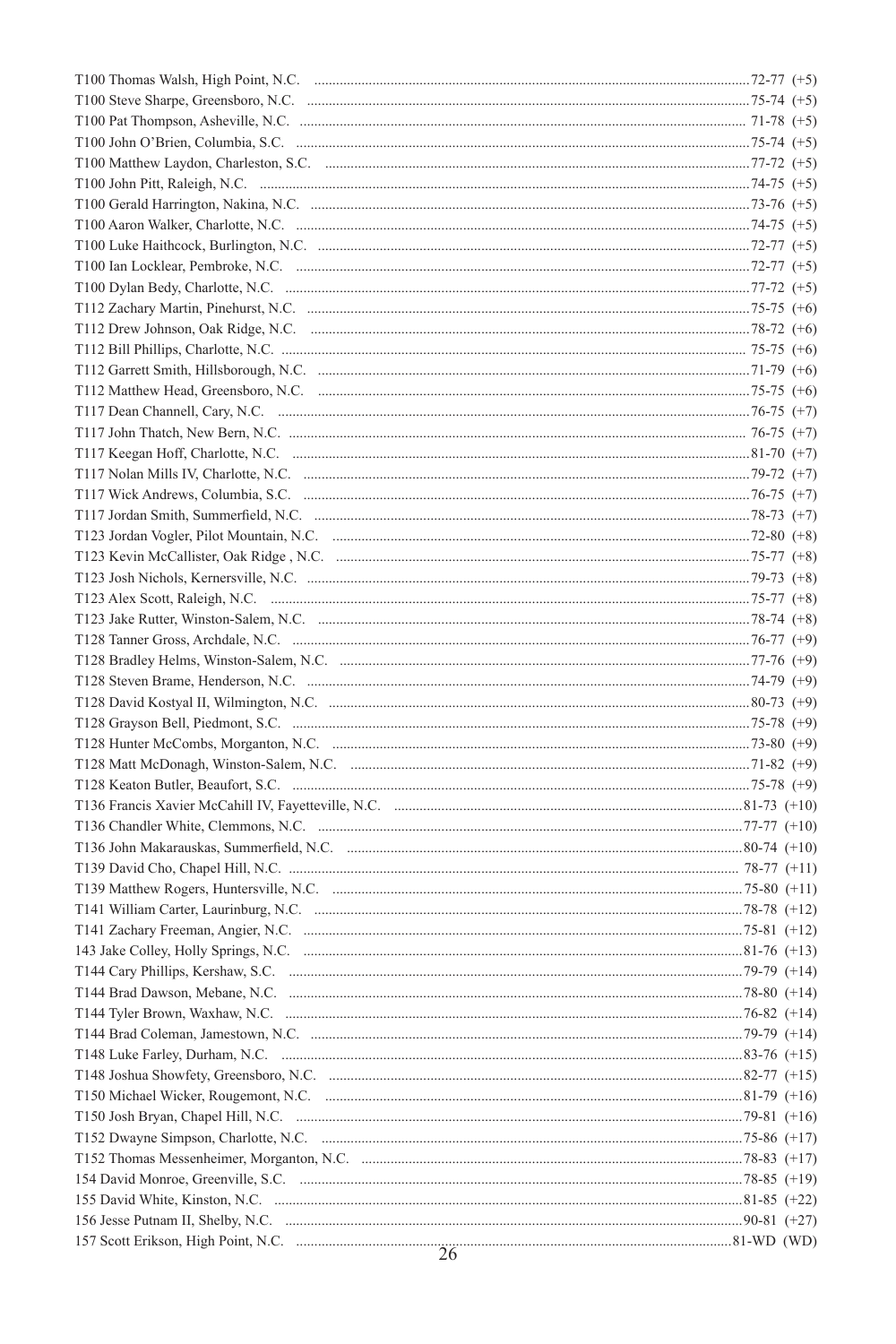T100 Thomas Walsh, High Point, N.C. ....................72-77 (+5)
T100 Steve Sharpe, Greensboro, N.C. ....................75-74 (+5)
T100 Pat Thompson, Asheville, N.C. .................... 71-78 (+5)
T100 John O'Brien, Columbia, S.C. ....................75-74 (+5)
T100 Matthew Laydon, Charleston, S.C. ....................77-72 (+5)
T100 John Pitt, Raleigh, N.C. ....................74-75 (+5)
T100 Gerald Harrington, Nakina, N.C. ....................73-76 (+5)
T100 Aaron Walker, Charlotte, N.C. ....................74-75 (+5)
T100 Luke Haithcock, Burlington, N.C. ....................72-77 (+5)
T100 Ian Locklear, Pembroke, N.C. ....................72-77 (+5)
T100 Dylan Bedy, Charlotte, N.C. ....................77-72 (+5)
T112 Zachary Martin, Pinehurst, N.C. ....................75-75 (+6)
T112 Drew Johnson, Oak Ridge, N.C. ....................78-72 (+6)
T112 Bill Phillips, Charlotte, N.C. .................... 75-75 (+6)
T112 Garrett Smith, Hillsborough, N.C. ....................71-79 (+6)
T112 Matthew Head, Greensboro, N.C. ....................75-75 (+6)
T117 Dean Channell, Cary, N.C. ....................76-75 (+7)
T117 John Thatch, New Bern, N.C. .................... 76-75 (+7)
T117 Keegan Hoff, Charlotte, N.C. ....................81-70 (+7)
T117 Nolan Mills IV, Charlotte, N.C. ....................79-72 (+7)
T117 Wick Andrews, Columbia, S.C. ....................76-75 (+7)
T117 Jordan Smith, Summerfield, N.C. ....................78-73 (+7)
T123 Jordan Vogler, Pilot Mountain, N.C. ....................72-80 (+8)
T123 Kevin McCallister, Oak Ridge , N.C. ....................75-77 (+8)
T123 Josh Nichols, Kernersville, N.C. ....................79-73 (+8)
T123 Alex Scott, Raleigh, N.C. ....................75-77 (+8)
T123 Jake Rutter, Winston-Salem, N.C. ....................78-74 (+8)
T128 Tanner Gross, Archdale, N.C. ....................76-77 (+9)
T128 Bradley Helms, Winston-Salem, N.C. ....................77-76 (+9)
T128 Steven Brame, Henderson, N.C. ....................74-79 (+9)
T128 David Kostyal II, Wilmington, N.C. ....................80-73 (+9)
T128 Grayson Bell, Piedmont, S.C. ....................75-78 (+9)
T128 Hunter McCombs, Morganton, N.C. ....................73-80 (+9)
T128 Matt McDonagh, Winston-Salem, N.C. ....................71-82 (+9)
T128 Keaton Butler, Beaufort, S.C. ....................75-78 (+9)
T136 Francis Xavier McCahill IV, Fayetteville, N.C. ....................81-73 (+10)
T136 Chandler White, Clemmons, N.C. ....................77-77 (+10)
T136 John Makarauskas, Summerfield, N.C. ....................80-74 (+10)
T139 David Cho, Chapel Hill, N.C. .................... 78-77 (+11)
T139 Matthew Rogers, Huntersville, N.C. ....................75-80 (+11)
T141 William Carter, Laurinburg, N.C. ....................78-78 (+12)
T141 Zachary Freeman, Angier, N.C. ....................75-81 (+12)
143 Jake Colley, Holly Springs, N.C. ....................81-76 (+13)
T144 Cary Phillips, Kershaw, S.C. ....................79-79 (+14)
T144 Brad Dawson, Mebane, N.C. ....................78-80 (+14)
T144 Tyler Brown, Waxhaw, N.C. ....................76-82 (+14)
T144 Brad Coleman, Jamestown, N.C. ....................79-79 (+14)
T148 Luke Farley, Durham, N.C. ....................83-76 (+15)
T148 Joshua Showfety, Greensboro, N.C. ....................82-77 (+15)
T150 Michael Wicker, Rougemont, N.C. ....................81-79 (+16)
T150 Josh Bryan, Chapel Hill, N.C. ....................79-81 (+16)
T152 Dwayne Simpson, Charlotte, N.C. ....................75-86 (+17)
T152 Thomas Messenheimer, Morganton, N.C. ....................78-83 (+17)
154 David Monroe, Greenville, S.C. ....................78-85 (+19)
155 David White, Kinston, N.C. ....................81-85 (+22)
156 Jesse Putnam II, Shelby, N.C. ....................90-81 (+27)
157 Scott Erikson, High Point, N.C. ....................81-WD (WD)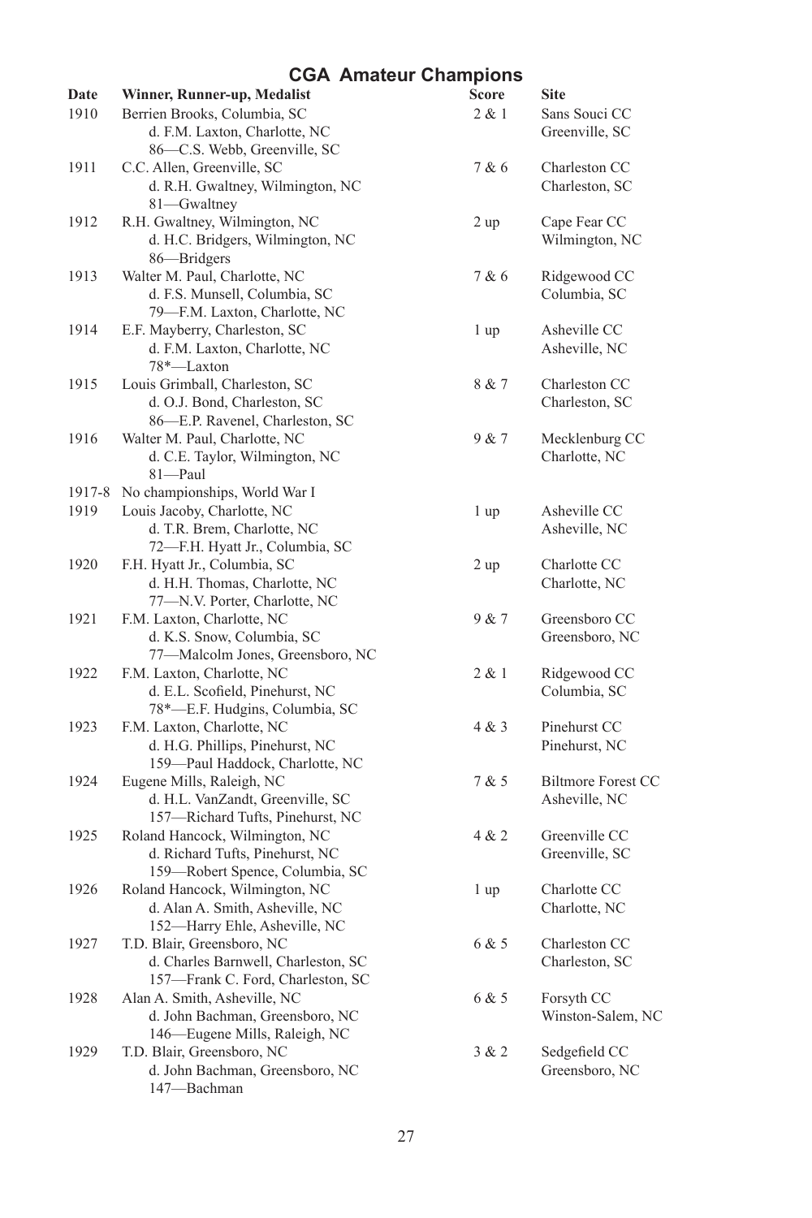## CGA Amateur Champions

| Date | Winner, Runner-up, Medalist | Score | Site |
|---|---|---|---|
| 1910 | Berrien Brooks, Columbia, SC<br>d. F.M. Laxton, Charlotte, NC<br>86—C.S. Webb, Greenville, SC | 2 & 1 | Sans Souci CC<br>Greenville, SC |
| 1911 | C.C. Allen, Greenville, SC<br>d. R.H. Gwaltney, Wilmington, NC<br>81—Gwaltney | 7 & 6 | Charleston CC<br>Charleston, SC |
| 1912 | R.H. Gwaltney, Wilmington, NC<br>d. H.C. Bridgers, Wilmington, NC<br>86—Bridgers | 2 up | Cape Fear CC<br>Wilmington, NC |
| 1913 | Walter M. Paul, Charlotte, NC<br>d. F.S. Munsell, Columbia, SC<br>79—F.M. Laxton, Charlotte, NC | 7 & 6 | Ridgewood CC<br>Columbia, SC |
| 1914 | E.F. Mayberry, Charleston, SC<br>d. F.M. Laxton, Charlotte, NC<br>78*—Laxton | 1 up | Asheville CC<br>Asheville, NC |
| 1915 | Louis Grimball, Charleston, SC<br>d. O.J. Bond, Charleston, SC<br>86—E.P. Ravenel, Charleston, SC | 8 & 7 | Charleston CC<br>Charleston, SC |
| 1916 | Walter M. Paul, Charlotte, NC<br>d. C.E. Taylor, Wilmington, NC<br>81—Paul | 9 & 7 | Mecklenburg CC<br>Charlotte, NC |
| 1917-8 | No championships, World War I | | |
| 1919 | Louis Jacoby, Charlotte, NC<br>d. T.R. Brem, Charlotte, NC<br>72—F.H. Hyatt Jr., Columbia, SC | 1 up | Asheville CC<br>Asheville, NC |
| 1920 | F.H. Hyatt Jr., Columbia, SC<br>d. H.H. Thomas, Charlotte, NC<br>77—N.V. Porter, Charlotte, NC | 2 up | Charlotte CC<br>Charlotte, NC |
| 1921 | F.M. Laxton, Charlotte, NC<br>d. K.S. Snow, Columbia, SC<br>77—Malcolm Jones, Greensboro, NC | 9 & 7 | Greensboro CC<br>Greensboro, NC |
| 1922 | F.M. Laxton, Charlotte, NC<br>d. E.L. Scofield, Pinehurst, NC<br>78*—E.F. Hudgins, Columbia, SC | 2 & 1 | Ridgewood CC<br>Columbia, SC |
| 1923 | F.M. Laxton, Charlotte, NC<br>d. H.G. Phillips, Pinehurst, NC<br>159—Paul Haddock, Charlotte, NC | 4 & 3 | Pinehurst CC<br>Pinehurst, NC |
| 1924 | Eugene Mills, Raleigh, NC<br>d. H.L. VanZandt, Greenville, SC<br>157—Richard Tufts, Pinehurst, NC | 7 & 5 | Biltmore Forest CC<br>Asheville, NC |
| 1925 | Roland Hancock, Wilmington, NC<br>d. Richard Tufts, Pinehurst, NC<br>159—Robert Spence, Columbia, SC | 4 & 2 | Greenville CC<br>Greenville, SC |
| 1926 | Roland Hancock, Wilmington, NC<br>d. Alan A. Smith, Asheville, NC<br>152—Harry Ehle, Asheville, NC | 1 up | Charlotte CC<br>Charlotte, NC |
| 1927 | T.D. Blair, Greensboro, NC<br>d. Charles Barnwell, Charleston, SC<br>157—Frank C. Ford, Charleston, SC | 6 & 5 | Charleston CC<br>Charleston, SC |
| 1928 | Alan A. Smith, Asheville, NC<br>d. John Bachman, Greensboro, NC<br>146—Eugene Mills, Raleigh, NC | 6 & 5 | Forsyth CC<br>Winston-Salem, NC |
| 1929 | T.D. Blair, Greensboro, NC<br>d. John Bachman, Greensboro, NC<br>147—Bachman | 3 & 2 | Sedgefield CC<br>Greensboro, NC |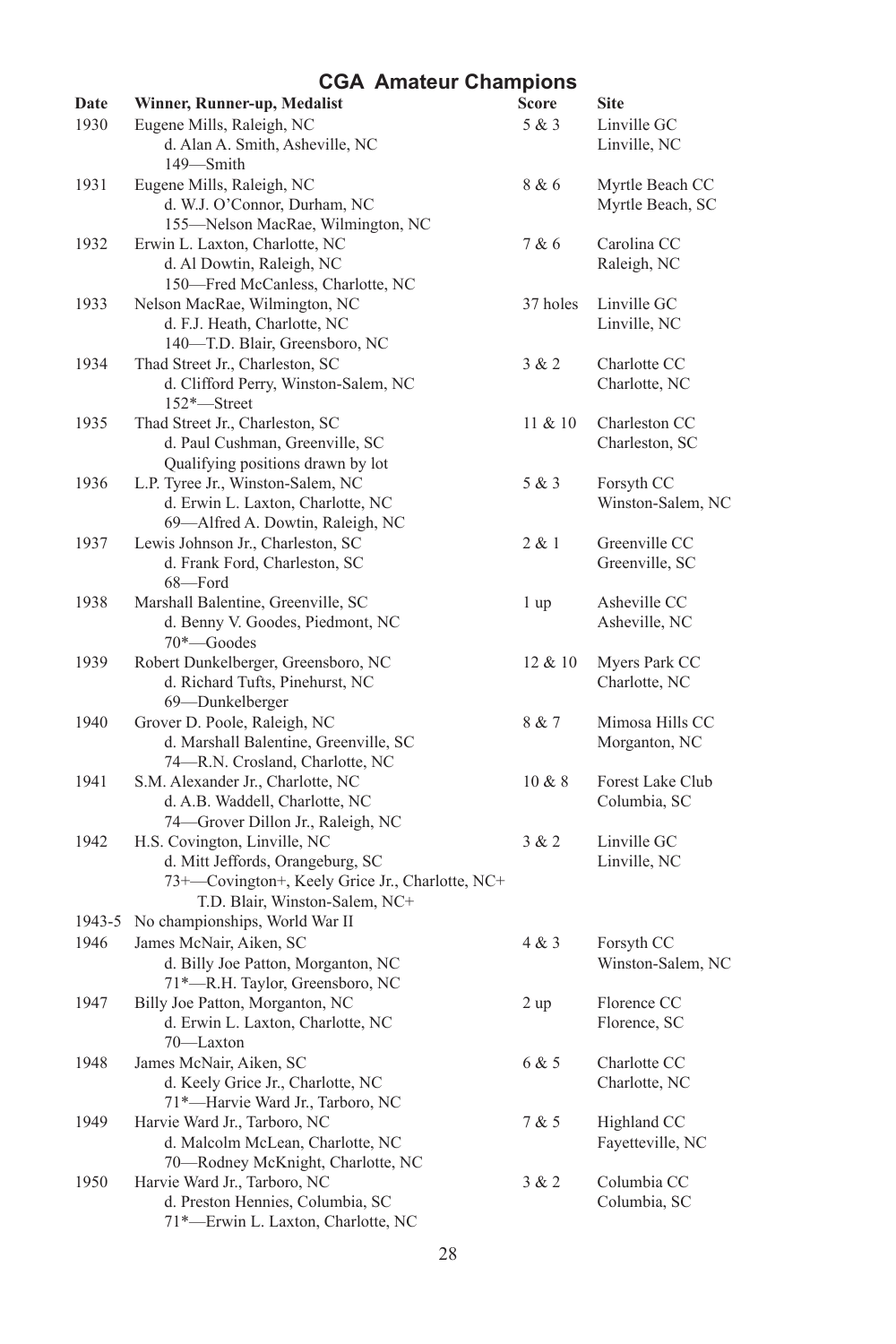# CGA Amateur Champions

| Date | Winner, Runner-up, Medalist | Score | Site |
|---|---|---|---|
| 1930 | Eugene Mills, Raleigh, NC<br>d. Alan A. Smith, Asheville, NC<br>149—Smith | 5 & 3 | Linville GC<br>Linville, NC |
| 1931 | Eugene Mills, Raleigh, NC<br>d. W.J. O'Connor, Durham, NC<br>155—Nelson MacRae, Wilmington, NC | 8 & 6 | Myrtle Beach CC<br>Myrtle Beach, SC |
| 1932 | Erwin L. Laxton, Charlotte, NC<br>d. Al Dowtin, Raleigh, NC<br>150—Fred McCanless, Charlotte, NC | 7 & 6 | Carolina CC<br>Raleigh, NC |
| 1933 | Nelson MacRae, Wilmington, NC<br>d. F.J. Heath, Charlotte, NC<br>140—T.D. Blair, Greensboro, NC | 37 holes | Linville GC<br>Linville, NC |
| 1934 | Thad Street Jr., Charleston, SC<br>d. Clifford Perry, Winston-Salem, NC<br>152*—Street | 3 & 2 | Charlotte CC<br>Charlotte, NC |
| 1935 | Thad Street Jr., Charleston, SC<br>d. Paul Cushman, Greenville, SC<br>Qualifying positions drawn by lot | 11 & 10 | Charleston CC<br>Charleston, SC |
| 1936 | L.P. Tyree Jr., Winston-Salem, NC<br>d. Erwin L. Laxton, Charlotte, NC<br>69—Alfred A. Dowtin, Raleigh, NC | 5 & 3 | Forsyth CC<br>Winston-Salem, NC |
| 1937 | Lewis Johnson Jr., Charleston, SC<br>d. Frank Ford, Charleston, SC<br>68—Ford | 2 & 1 | Greenville CC<br>Greenville, SC |
| 1938 | Marshall Balentine, Greenville, SC<br>d. Benny V. Goodes, Piedmont, NC<br>70*—Goodes | 1 up | Asheville CC<br>Asheville, NC |
| 1939 | Robert Dunkelberger, Greensboro, NC<br>d. Richard Tufts, Pinehurst, NC<br>69—Dunkelberger | 12 & 10 | Myers Park CC<br>Charlotte, NC |
| 1940 | Grover D. Poole, Raleigh, NC<br>d. Marshall Balentine, Greenville, SC<br>74—R.N. Crosland, Charlotte, NC | 8 & 7 | Mimosa Hills CC<br>Morganton, NC |
| 1941 | S.M. Alexander Jr., Charlotte, NC<br>d. A.B. Waddell, Charlotte, NC<br>74—Grover Dillon Jr., Raleigh, NC | 10 & 8 | Forest Lake Club<br>Columbia, SC |
| 1942 | H.S. Covington, Linville, NC<br>d. Mitt Jeffords, Orangeburg, SC<br>73+—Covington+, Keely Grice Jr., Charlotte, NC+<br>T.D. Blair, Winston-Salem, NC+ | 3 & 2 | Linville GC<br>Linville, NC |
| 1943-5 | No championships, World War II | | |
| 1946 | James McNair, Aiken, SC<br>d. Billy Joe Patton, Morganton, NC<br>71*—R.H. Taylor, Greensboro, NC | 4 & 3 | Forsyth CC<br>Winston-Salem, NC |
| 1947 | Billy Joe Patton, Morganton, NC<br>d. Erwin L. Laxton, Charlotte, NC<br>70—Laxton | 2 up | Florence CC<br>Florence, SC |
| 1948 | James McNair, Aiken, SC<br>d. Keely Grice Jr., Charlotte, NC<br>71*—Harvie Ward Jr., Tarboro, NC | 6 & 5 | Charlotte CC<br>Charlotte, NC |
| 1949 | Harvie Ward Jr., Tarboro, NC<br>d. Malcolm McLean, Charlotte, NC<br>70—Rodney McKnight, Charlotte, NC | 7 & 5 | Highland CC<br>Fayetteville, NC |
| 1950 | Harvie Ward Jr., Tarboro, NC<br>d. Preston Hennies, Columbia, SC<br>71*—Erwin L. Laxton, Charlotte, NC | 3 & 2 | Columbia CC<br>Columbia, SC |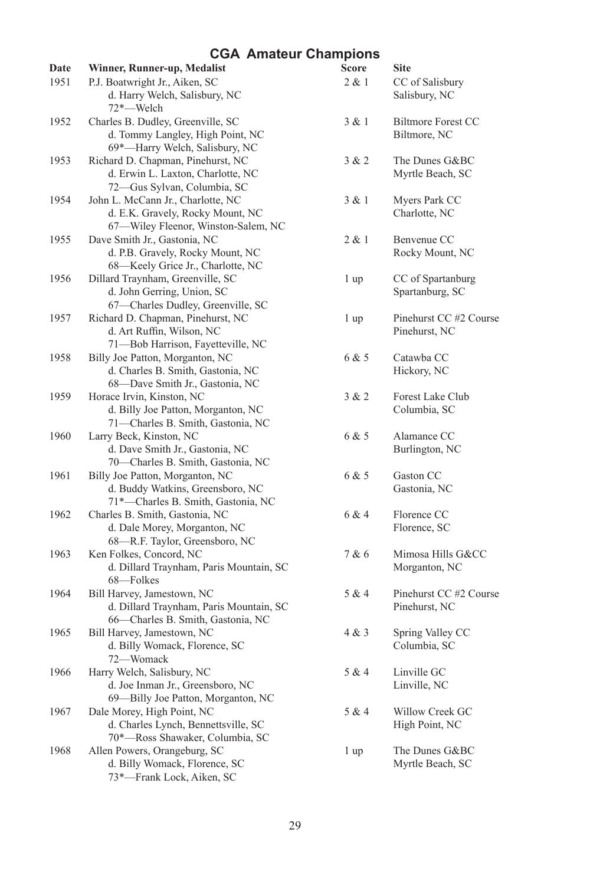# CGA Amateur Champions

| Date | Winner, Runner-up, Medalist | Score | Site |
|---|---|---|---|
| 1951 | P.J. Boatwright Jr., Aiken, SC<br>d. Harry Welch, Salisbury, NC<br>72*—Welch | 2 & 1 | CC of Salisbury<br>Salisbury, NC |
| 1952 | Charles B. Dudley, Greenville, SC<br>d. Tommy Langley, High Point, NC<br>69*—Harry Welch, Salisbury, NC | 3 & 1 | Biltmore Forest CC<br>Biltmore, NC |
| 1953 | Richard D. Chapman, Pinehurst, NC<br>d. Erwin L. Laxton, Charlotte, NC<br>72—Gus Sylvan, Columbia, SC | 3 & 2 | The Dunes G&BC<br>Myrtle Beach, SC |
| 1954 | John L. McCann Jr., Charlotte, NC<br>d. E.K. Gravely, Rocky Mount, NC<br>67—Wiley Fleenor, Winston-Salem, NC | 3 & 1 | Myers Park CC<br>Charlotte, NC |
| 1955 | Dave Smith Jr., Gastonia, NC<br>d. P.B. Gravely, Rocky Mount, NC<br>68—Keely Grice Jr., Charlotte, NC | 2 & 1 | Benvenue CC<br>Rocky Mount, NC |
| 1956 | Dillard Traynham, Greenville, SC<br>d. John Gerring, Union, SC<br>67—Charles Dudley, Greenville, SC | 1 up | CC of Spartanburg<br>Spartanburg, SC |
| 1957 | Richard D. Chapman, Pinehurst, NC<br>d. Art Ruffin, Wilson, NC<br>71—Bob Harrison, Fayetteville, NC | 1 up | Pinehurst CC #2 Course<br>Pinehurst, NC |
| 1958 | Billy Joe Patton, Morganton, NC<br>d. Charles B. Smith, Gastonia, NC<br>68—Dave Smith Jr., Gastonia, NC | 6 & 5 | Catawba CC<br>Hickory, NC |
| 1959 | Horace Irvin, Kinston, NC<br>d. Billy Joe Patton, Morganton, NC<br>71—Charles B. Smith, Gastonia, NC | 3 & 2 | Forest Lake Club<br>Columbia, SC |
| 1960 | Larry Beck, Kinston, NC<br>d. Dave Smith Jr., Gastonia, NC<br>70—Charles B. Smith, Gastonia, NC | 6 & 5 | Alamance CC<br>Burlington, NC |
| 1961 | Billy Joe Patton, Morganton, NC<br>d. Buddy Watkins, Greensboro, NC<br>71*—Charles B. Smith, Gastonia, NC | 6 & 5 | Gaston CC<br>Gastonia, NC |
| 1962 | Charles B. Smith, Gastonia, NC<br>d. Dale Morey, Morganton, NC<br>68—R.F. Taylor, Greensboro, NC | 6 & 4 | Florence CC<br>Florence, SC |
| 1963 | Ken Folkes, Concord, NC<br>d. Dillard Traynham, Paris Mountain, SC<br>68—Folkes | 7 & 6 | Mimosa Hills G&CC<br>Morganton, NC |
| 1964 | Bill Harvey, Jamestown, NC<br>d. Dillard Traynham, Paris Mountain, SC<br>66—Charles B. Smith, Gastonia, NC | 5 & 4 | Pinehurst CC #2 Course<br>Pinehurst, NC |
| 1965 | Bill Harvey, Jamestown, NC<br>d. Billy Womack, Florence, SC<br>72—Womack | 4 & 3 | Spring Valley CC<br>Columbia, SC |
| 1966 | Harry Welch, Salisbury, NC<br>d. Joe Inman Jr., Greensboro, NC<br>69—Billy Joe Patton, Morganton, NC | 5 & 4 | Linville GC<br>Linville, NC |
| 1967 | Dale Morey, High Point, NC<br>d. Charles Lynch, Bennettsville, SC<br>70*—Ross Shawaker, Columbia, SC | 5 & 4 | Willow Creek GC<br>High Point, NC |
| 1968 | Allen Powers, Orangeburg, SC<br>d. Billy Womack, Florence, SC<br>73*—Frank Lock, Aiken, SC | 1 up | The Dunes G&BC<br>Myrtle Beach, SC |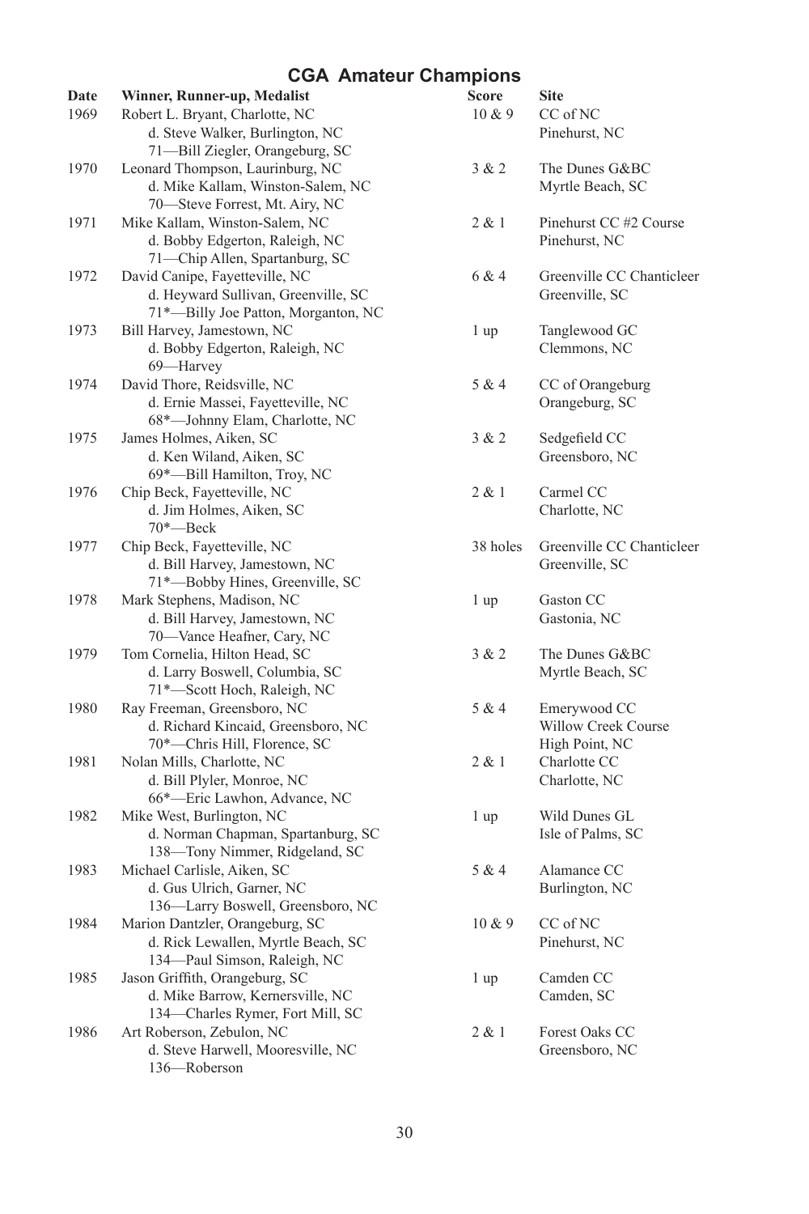# CGA Amateur Champions

| Date | Winner, Runner-up, Medalist | Score | Site |
|---|---|---|---|
| 1969 | Robert L. Bryant, Charlotte, NC<br>d. Steve Walker, Burlington, NC<br>71—Bill Ziegler, Orangeburg, SC | 10 & 9 | CC of NC<br>Pinehurst, NC |
| 1970 | Leonard Thompson, Laurinburg, NC<br>d. Mike Kallam, Winston-Salem, NC<br>70—Steve Forrest, Mt. Airy, NC | 3 & 2 | The Dunes G&BC<br>Myrtle Beach, SC |
| 1971 | Mike Kallam, Winston-Salem, NC<br>d. Bobby Edgerton, Raleigh, NC<br>71—Chip Allen, Spartanburg, SC | 2 & 1 | Pinehurst CC #2 Course<br>Pinehurst, NC |
| 1972 | David Canipe, Fayetteville, NC<br>d. Heyward Sullivan, Greenville, SC<br>71*—Billy Joe Patton, Morganton, NC | 6 & 4 | Greenville CC Chanticleer<br>Greenville, SC |
| 1973 | Bill Harvey, Jamestown, NC<br>d. Bobby Edgerton, Raleigh, NC<br>69—Harvey | 1 up | Tanglewood GC<br>Clemmons, NC |
| 1974 | David Thore, Reidsville, NC<br>d. Ernie Massei, Fayetteville, NC<br>68*—Johnny Elam, Charlotte, NC | 5 & 4 | CC of Orangeburg<br>Orangeburg, SC |
| 1975 | James Holmes, Aiken, SC<br>d. Ken Wiland, Aiken, SC<br>69*—Bill Hamilton, Troy, NC | 3 & 2 | Sedgefield CC<br>Greensboro, NC |
| 1976 | Chip Beck, Fayetteville, NC<br>d. Jim Holmes, Aiken, SC<br>70*—Beck | 2 & 1 | Carmel CC<br>Charlotte, NC |
| 1977 | Chip Beck, Fayetteville, NC<br>d. Bill Harvey, Jamestown, NC<br>71*—Bobby Hines, Greenville, SC | 38 holes | Greenville CC Chanticleer<br>Greenville, SC |
| 1978 | Mark Stephens, Madison, NC<br>d. Bill Harvey, Jamestown, NC<br>70—Vance Heafner, Cary, NC | 1 up | Gaston CC<br>Gastonia, NC |
| 1979 | Tom Cornelia, Hilton Head, SC<br>d. Larry Boswell, Columbia, SC<br>71*—Scott Hoch, Raleigh, NC | 3 & 2 | The Dunes G&BC<br>Myrtle Beach, SC |
| 1980 | Ray Freeman, Greensboro, NC<br>d. Richard Kincaid, Greensboro, NC<br>70*—Chris Hill, Florence, SC | 5 & 4 | Emerywood CC<br>Willow Creek Course<br>High Point, NC |
| 1981 | Nolan Mills, Charlotte, NC<br>d. Bill Plyler, Monroe, NC<br>66*—Eric Lawhon, Advance, NC | 2 & 1 | Charlotte CC<br>Charlotte, NC |
| 1982 | Mike West, Burlington, NC<br>d. Norman Chapman, Spartanburg, SC<br>138—Tony Nimmer, Ridgeland, SC | 1 up | Wild Dunes GL<br>Isle of Palms, SC |
| 1983 | Michael Carlisle, Aiken, SC<br>d. Gus Ulrich, Garner, NC<br>136—Larry Boswell, Greensboro, NC | 5 & 4 | Alamance CC<br>Burlington, NC |
| 1984 | Marion Dantzler, Orangeburg, SC<br>d. Rick Lewallen, Myrtle Beach, SC<br>134—Paul Simson, Raleigh, NC | 10 & 9 | CC of NC<br>Pinehurst, NC |
| 1985 | Jason Griffith, Orangeburg, SC<br>d. Mike Barrow, Kernersville, NC<br>134—Charles Rymer, Fort Mill, SC | 1 up | Camden CC<br>Camden, SC |
| 1986 | Art Roberson, Zebulon, NC<br>d. Steve Harwell, Mooresville, NC<br>136—Roberson | 2 & 1 | Forest Oaks CC<br>Greensboro, NC |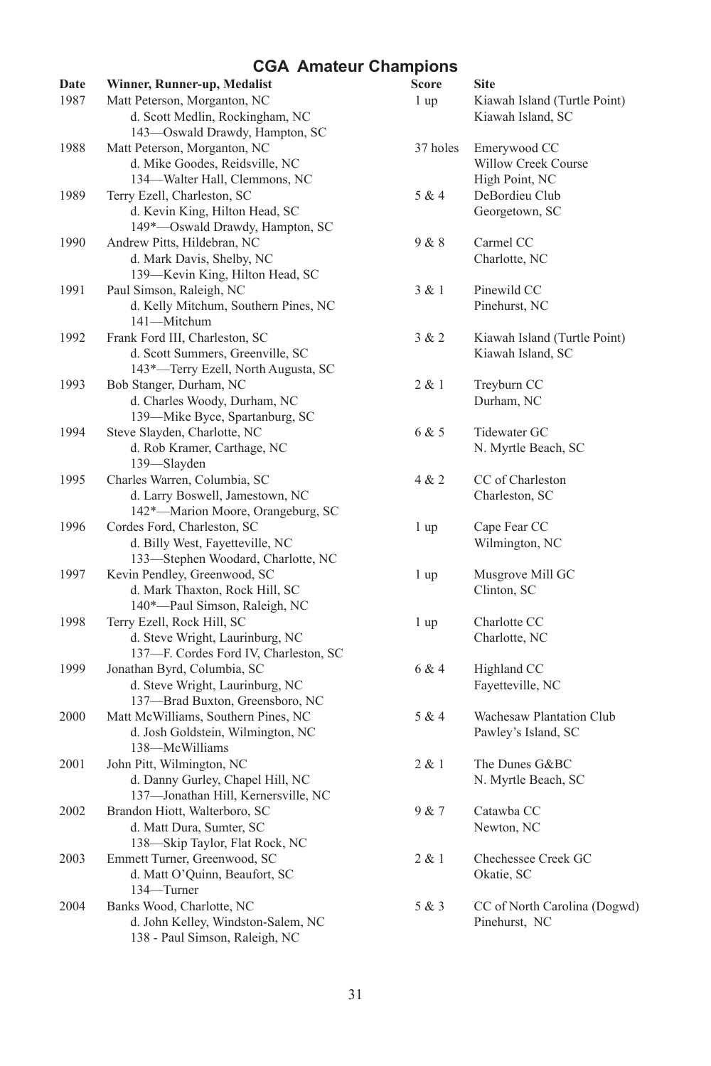# CGA Amateur Champions

| Date | Winner, Runner-up, Medalist | Score | Site |
|---|---|---|---|
| 1987 | Matt Peterson, Morganton, NC<br>d. Scott Medlin, Rockingham, NC<br>143—Oswald Drawdy, Hampton, SC | 1 up | Kiawah Island (Turtle Point)<br>Kiawah Island, SC |
| 1988 | Matt Peterson, Morganton, NC<br>d. Mike Goodes, Reidsville, NC<br>134—Walter Hall, Clemmons, NC | 37 holes | Emerywood CC<br>Willow Creek Course<br>High Point, NC |
| 1989 | Terry Ezell, Charleston, SC<br>d. Kevin King, Hilton Head, SC<br>149*—Oswald Drawdy, Hampton, SC | 5 & 4 | DeBordieu Club<br>Georgetown, SC |
| 1990 | Andrew Pitts, Hildebran, NC<br>d. Mark Davis, Shelby, NC<br>139—Kevin King, Hilton Head, SC | 9 & 8 | Carmel CC<br>Charlotte, NC |
| 1991 | Paul Simson, Raleigh, NC<br>d. Kelly Mitchum, Southern Pines, NC<br>141—Mitchum | 3 & 1 | Pinewild CC<br>Pinehurst, NC |
| 1992 | Frank Ford III, Charleston, SC<br>d. Scott Summers, Greenville, SC<br>143*—Terry Ezell, North Augusta, SC | 3 & 2 | Kiawah Island (Turtle Point)<br>Kiawah Island, SC |
| 1993 | Bob Stanger, Durham, NC<br>d. Charles Woody, Durham, NC<br>139—Mike Byce, Spartanburg, SC | 2 & 1 | Treyburn CC<br>Durham, NC |
| 1994 | Steve Slayden, Charlotte, NC<br>d. Rob Kramer, Carthage, NC<br>139—Slayden | 6 & 5 | Tidewater GC<br>N. Myrtle Beach, SC |
| 1995 | Charles Warren, Columbia, SC<br>d. Larry Boswell, Jamestown, NC<br>142*—Marion Moore, Orangeburg, SC | 4 & 2 | CC of Charleston<br>Charleston, SC |
| 1996 | Cordes Ford, Charleston, SC<br>d. Billy West, Fayetteville, NC<br>133—Stephen Woodard, Charlotte, NC | 1 up | Cape Fear CC<br>Wilmington, NC |
| 1997 | Kevin Pendley, Greenwood, SC<br>d. Mark Thaxton, Rock Hill, SC<br>140*—Paul Simson, Raleigh, NC | 1 up | Musgrove Mill GC<br>Clinton, SC |
| 1998 | Terry Ezell, Rock Hill, SC<br>d. Steve Wright, Laurinburg, NC<br>137—F. Cordes Ford IV, Charleston, SC | 1 up | Charlotte CC<br>Charlotte, NC |
| 1999 | Jonathan Byrd, Columbia, SC<br>d. Steve Wright, Laurinburg, NC<br>137—Brad Buxton, Greensboro, NC | 6 & 4 | Highland CC<br>Fayetteville, NC |
| 2000 | Matt McWilliams, Southern Pines, NC<br>d. Josh Goldstein, Wilmington, NC<br>138—McWilliams | 5 & 4 | Wachesaw Plantation Club<br>Pawley's Island, SC |
| 2001 | John Pitt, Wilmington, NC<br>d. Danny Gurley, Chapel Hill, NC<br>137—Jonathan Hill, Kernersville, NC | 2 & 1 | The Dunes G&BC<br>N. Myrtle Beach, SC |
| 2002 | Brandon Hiott, Walterboro, SC<br>d. Matt Dura, Sumter, SC<br>138—Skip Taylor, Flat Rock, NC | 9 & 7 | Catawba CC<br>Newton, NC |
| 2003 | Emmett Turner, Greenwood, SC<br>d. Matt O'Quinn, Beaufort, SC<br>134—Turner | 2 & 1 | Chechessee Creek GC<br>Okatie, SC |
| 2004 | Banks Wood, Charlotte, NC<br>d. John Kelley, Windston-Salem, NC<br>138 - Paul Simson, Raleigh, NC | 5 & 3 | CC of North Carolina (Dogwd)<br>Pinehurst, NC |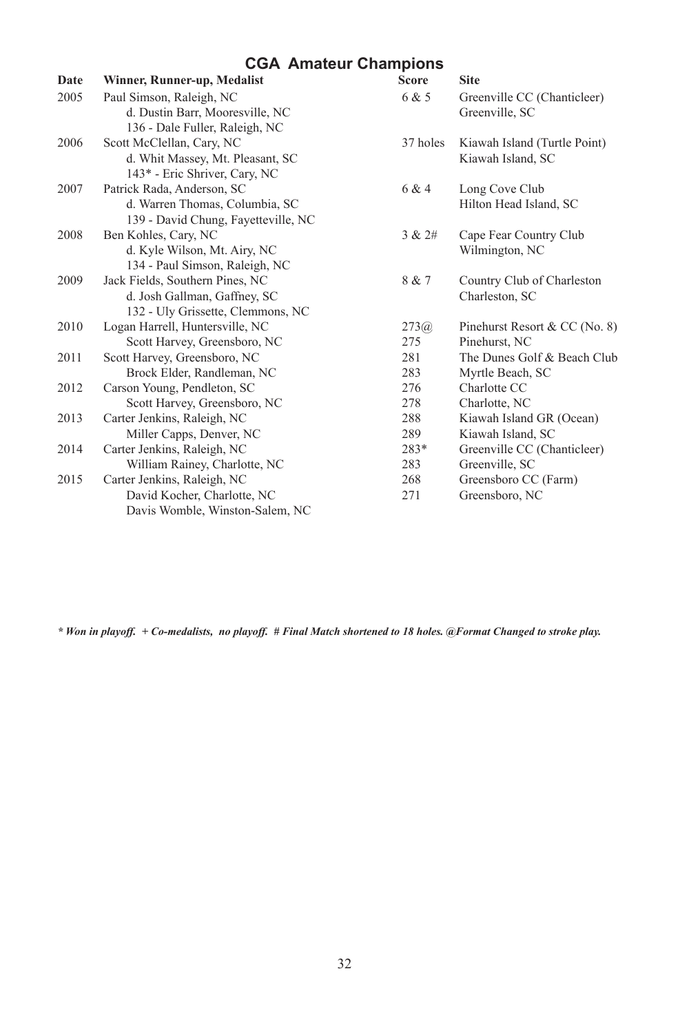# CGA Amateur Champions

| Date | Winner, Runner-up, Medalist | Score | Site |
|---|---|---|---|
| 2005 | Paul Simson, Raleigh, NC | 6 & 5 | Greenville CC (Chanticleer) |
| | d. Dustin Barr, Mooresville, NC | | Greenville, SC |
| | 136 - Dale Fuller, Raleigh, NC | | |
| 2006 | Scott McClellan, Cary, NC | 37 holes | Kiawah Island (Turtle Point) |
| | d. Whit Massey, Mt. Pleasant, SC | | Kiawah Island, SC |
| | 143* - Eric Shriver, Cary, NC | | |
| 2007 | Patrick Rada, Anderson, SC | 6 & 4 | Long Cove Club |
| | d. Warren Thomas, Columbia, SC | | Hilton Head Island, SC |
| | 139 - David Chung, Fayetteville, NC | | |
| 2008 | Ben Kohles, Cary, NC | 3 & 2# | Cape Fear Country Club |
| | d. Kyle Wilson, Mt. Airy, NC | | Wilmington, NC |
| | 134 - Paul Simson, Raleigh, NC | | |
| 2009 | Jack Fields, Southern Pines, NC | 8 & 7 | Country Club of Charleston |
| | d. Josh Gallman, Gaffney, SC | | Charleston, SC |
| | 132 - Uly Grissette, Clemmons, NC | | |
| 2010 | Logan Harrell, Huntersville, NC | 273@ | Pinehurst Resort & CC (No. 8) |
| | Scott Harvey, Greensboro, NC | 275 | Pinehurst, NC |
| 2011 | Scott Harvey, Greensboro, NC | 281 | The Dunes Golf & Beach Club |
| | Brock Elder, Randleman, NC | 283 | Myrtle Beach, SC |
| 2012 | Carson Young, Pendleton, SC | 276 | Charlotte CC |
| | Scott Harvey, Greensboro, NC | 278 | Charlotte, NC |
| 2013 | Carter Jenkins, Raleigh, NC | 288 | Kiawah Island GR (Ocean) |
| | Miller Capps, Denver, NC | 289 | Kiawah Island, SC |
| 2014 | Carter Jenkins, Raleigh, NC | 283* | Greenville CC (Chanticleer) |
| | William Rainey, Charlotte, NC | 283 | Greenville, SC |
| 2015 | Carter Jenkins, Raleigh, NC | 268 | Greensboro CC (Farm) |
| | David Kocher, Charlotte, NC | 271 | Greensboro, NC |
| | Davis Womble, Winston-Salem, NC | | |

*\* Won in playoff. + Co-medalists, no playoff. # Final Match shortened to 18 holes. @Format Changed to stroke play.*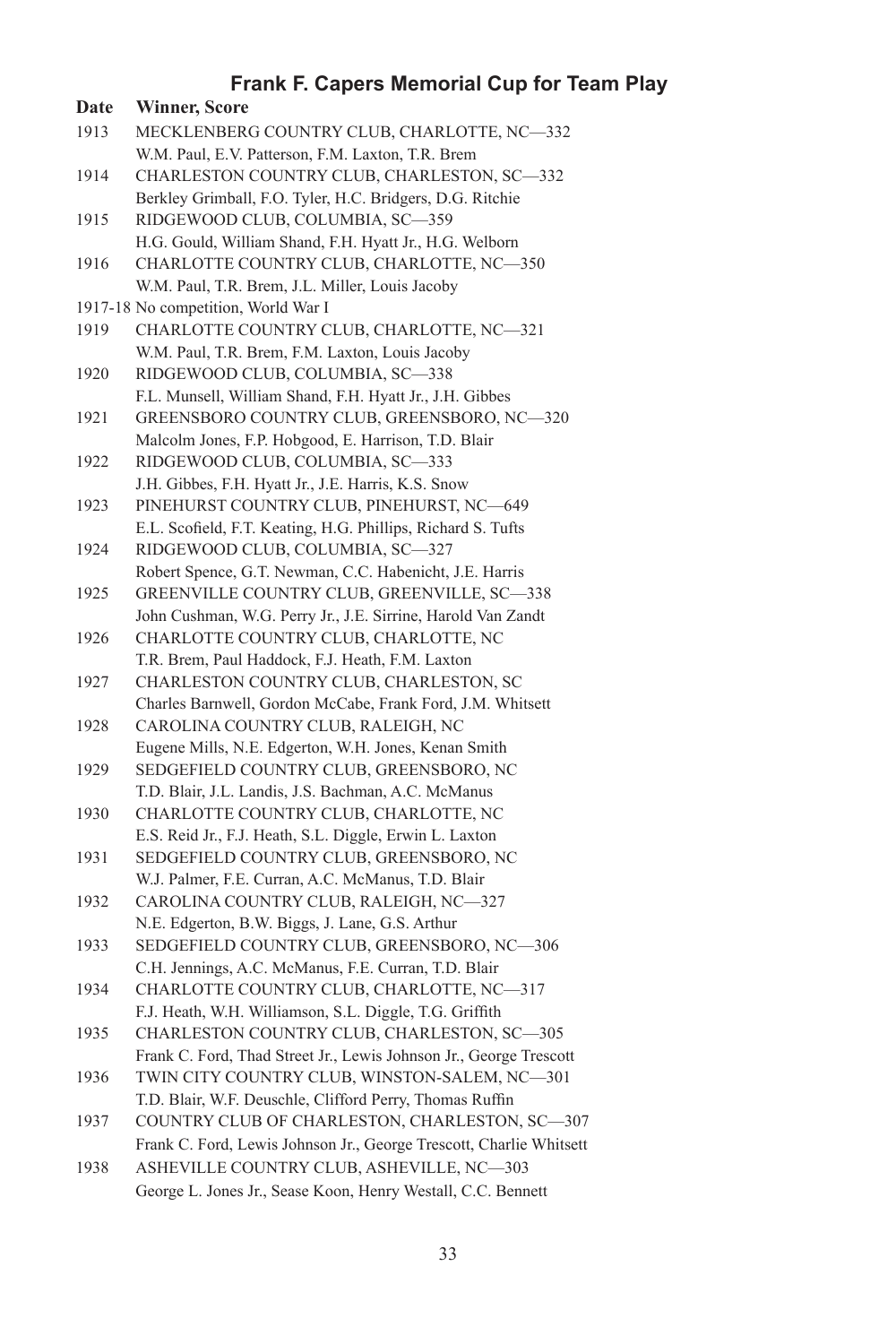## Frank F. Capers Memorial Cup for Team Play

| Date | Winner, Score |
|---|---|
| 1913 | MECKLENBERG COUNTRY CLUB, CHARLOTTE, NC—332<br>W.M. Paul, E.V. Patterson, F.M. Laxton, T.R. Brem |
| 1914 | CHARLESTON COUNTRY CLUB, CHARLESTON, SC—332<br>Berkley Grimball, F.O. Tyler, H.C. Bridgers, D.G. Ritchie |
| 1915 | RIDGEWOOD CLUB, COLUMBIA, SC—359<br>H.G. Gould, William Shand, F.H. Hyatt Jr., H.G. Welborn |
| 1916 | CHARLOTTE COUNTRY CLUB, CHARLOTTE, NC—350<br>W.M. Paul, T.R. Brem, J.L. Miller, Louis Jacoby |
| 1917-18 | No competition, World War I |
| 1919 | CHARLOTTE COUNTRY CLUB, CHARLOTTE, NC—321<br>W.M. Paul, T.R. Brem, F.M. Laxton, Louis Jacoby |
| 1920 | RIDGEWOOD CLUB, COLUMBIA, SC—338<br>F.L. Munsell, William Shand, F.H. Hyatt Jr., J.H. Gibbes |
| 1921 | GREENSBORO COUNTRY CLUB, GREENSBORO, NC—320<br>Malcolm Jones, F.P. Hobgood, E. Harrison, T.D. Blair |
| 1922 | RIDGEWOOD CLUB, COLUMBIA, SC—333<br>J.H. Gibbes, F.H. Hyatt Jr., J.E. Harris, K.S. Snow |
| 1923 | PINEHURST COUNTRY CLUB, PINEHURST, NC—649<br>E.L. Scofield, F.T. Keating, H.G. Phillips, Richard S. Tufts |
| 1924 | RIDGEWOOD CLUB, COLUMBIA, SC—327<br>Robert Spence, G.T. Newman, C.C. Habenicht, J.E. Harris |
| 1925 | GREENVILLE COUNTRY CLUB, GREENVILLE, SC—338<br>John Cushman, W.G. Perry Jr., J.E. Sirrine, Harold Van Zandt |
| 1926 | CHARLOTTE COUNTRY CLUB, CHARLOTTE, NC<br>T.R. Brem, Paul Haddock, F.J. Heath, F.M. Laxton |
| 1927 | CHARLESTON COUNTRY CLUB, CHARLESTON, SC<br>Charles Barnwell, Gordon McCabe, Frank Ford, J.M. Whitsett |
| 1928 | CAROLINA COUNTRY CLUB, RALEIGH, NC<br>Eugene Mills, N.E. Edgerton, W.H. Jones, Kenan Smith |
| 1929 | SEDGEFIELD COUNTRY CLUB, GREENSBORO, NC<br>T.D. Blair, J.L. Landis, J.S. Bachman, A.C. McManus |
| 1930 | CHARLOTTE COUNTRY CLUB, CHARLOTTE, NC<br>E.S. Reid Jr., F.J. Heath, S.L. Diggle, Erwin L. Laxton |
| 1931 | SEDGEFIELD COUNTRY CLUB, GREENSBORO, NC<br>W.J. Palmer, F.E. Curran, A.C. McManus, T.D. Blair |
| 1932 | CAROLINA COUNTRY CLUB, RALEIGH, NC—327<br>N.E. Edgerton, B.W. Biggs, J. Lane, G.S. Arthur |
| 1933 | SEDGEFIELD COUNTRY CLUB, GREENSBORO, NC—306<br>C.H. Jennings, A.C. McManus, F.E. Curran, T.D. Blair |
| 1934 | CHARLOTTE COUNTRY CLUB, CHARLOTTE, NC—317<br>F.J. Heath, W.H. Williamson, S.L. Diggle, T.G. Griffith |
| 1935 | CHARLESTON COUNTRY CLUB, CHARLESTON, SC—305<br>Frank C. Ford, Thad Street Jr., Lewis Johnson Jr., George Trescott |
| 1936 | TWIN CITY COUNTRY CLUB, WINSTON-SALEM, NC—301<br>T.D. Blair, W.F. Deuschle, Clifford Perry, Thomas Ruffin |
| 1937 | COUNTRY CLUB OF CHARLESTON, CHARLESTON, SC—307<br>Frank C. Ford, Lewis Johnson Jr., George Trescott, Charlie Whitsett |
| 1938 | ASHEVILLE COUNTRY CLUB, ASHEVILLE, NC—303<br>George L. Jones Jr., Sease Koon, Henry Westall, C.C. Bennett |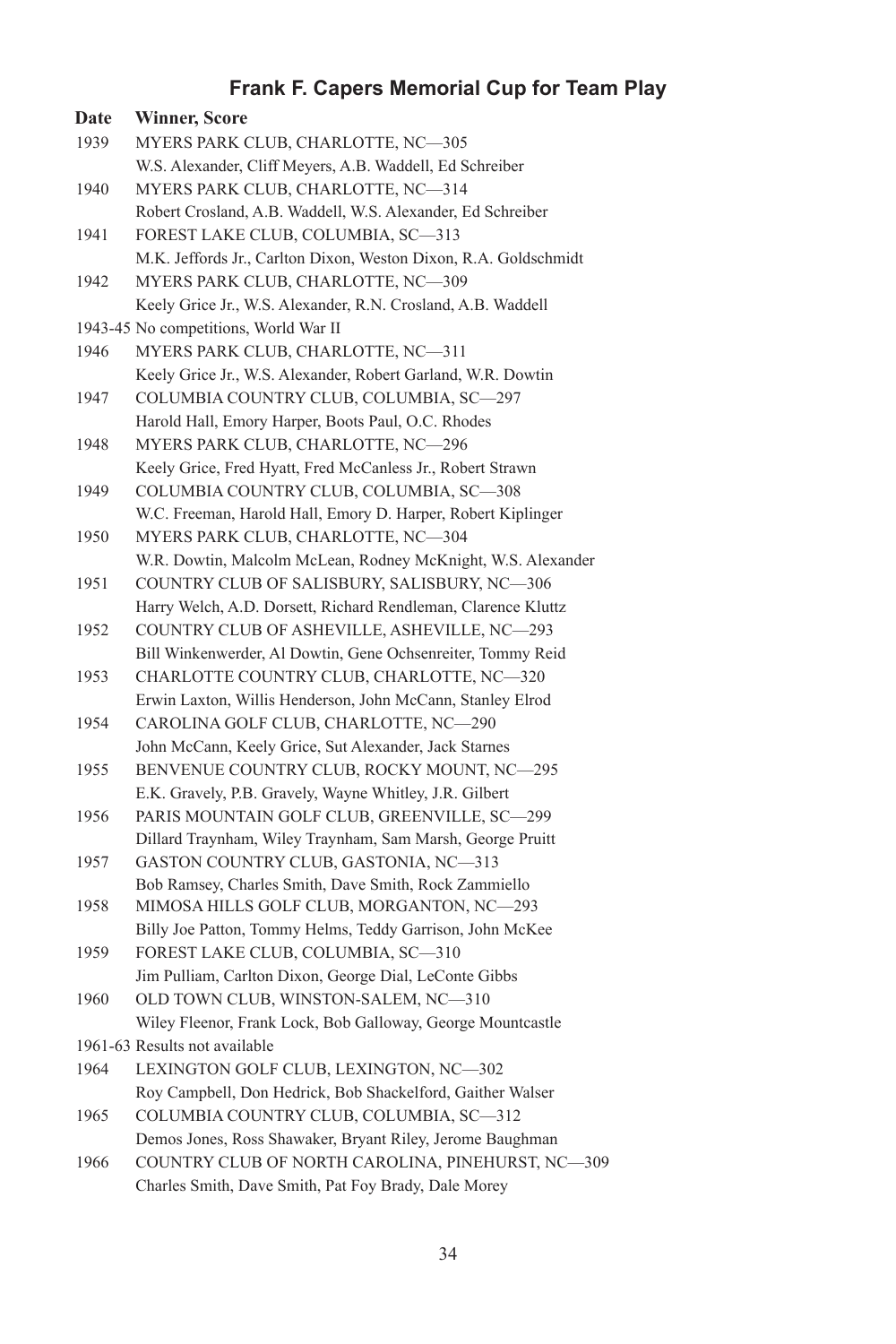## Frank F. Capers Memorial Cup for Team Play

| Date | Winner, Score |
|---|---|
| 1939 | MYERS PARK CLUB, CHARLOTTE, NC—305 |
| | W.S. Alexander, Cliff Meyers, A.B. Waddell, Ed Schreiber |
| 1940 | MYERS PARK CLUB, CHARLOTTE, NC—314 |
| | Robert Crosland, A.B. Waddell, W.S. Alexander, Ed Schreiber |
| 1941 | FOREST LAKE CLUB, COLUMBIA, SC—313 |
| | M.K. Jeffords Jr., Carlton Dixon, Weston Dixon, R.A. Goldschmidt |
| 1942 | MYERS PARK CLUB, CHARLOTTE, NC—309 |
| | Keely Grice Jr., W.S. Alexander, R.N. Crosland, A.B. Waddell |
| 1943-45 | No competitions, World War II |
| 1946 | MYERS PARK CLUB, CHARLOTTE, NC—311 |
| | Keely Grice Jr., W.S. Alexander, Robert Garland, W.R. Dowtin |
| 1947 | COLUMBIA COUNTRY CLUB, COLUMBIA, SC—297 |
| | Harold Hall, Emory Harper, Boots Paul, O.C. Rhodes |
| 1948 | MYERS PARK CLUB, CHARLOTTE, NC—296 |
| | Keely Grice, Fred Hyatt, Fred McCanless Jr., Robert Strawn |
| 1949 | COLUMBIA COUNTRY CLUB, COLUMBIA, SC—308 |
| | W.C. Freeman, Harold Hall, Emory D. Harper, Robert Kiplinger |
| 1950 | MYERS PARK CLUB, CHARLOTTE, NC—304 |
| | W.R. Dowtin, Malcolm McLean, Rodney McKnight, W.S. Alexander |
| 1951 | COUNTRY CLUB OF SALISBURY, SALISBURY, NC—306 |
| | Harry Welch, A.D. Dorsett, Richard Rendleman, Clarence Kluttz |
| 1952 | COUNTRY CLUB OF ASHEVILLE, ASHEVILLE, NC—293 |
| | Bill Winkenwerder, Al Dowtin, Gene Ochsenreiter, Tommy Reid |
| 1953 | CHARLOTTE COUNTRY CLUB, CHARLOTTE, NC—320 |
| | Erwin Laxton, Willis Henderson, John McCann, Stanley Elrod |
| 1954 | CAROLINA GOLF CLUB, CHARLOTTE, NC—290 |
| | John McCann, Keely Grice, Sut Alexander, Jack Starnes |
| 1955 | BENVENUE COUNTRY CLUB, ROCKY MOUNT, NC—295 |
| | E.K. Gravely, P.B. Gravely, Wayne Whitley, J.R. Gilbert |
| 1956 | PARIS MOUNTAIN GOLF CLUB, GREENVILLE, SC—299 |
| | Dillard Traynham, Wiley Traynham, Sam Marsh, George Pruitt |
| 1957 | GASTON COUNTRY CLUB, GASTONIA, NC—313 |
| | Bob Ramsey, Charles Smith, Dave Smith, Rock Zammiello |
| 1958 | MIMOSA HILLS GOLF CLUB, MORGANTON, NC—293 |
| | Billy Joe Patton, Tommy Helms, Teddy Garrison, John McKee |
| 1959 | FOREST LAKE CLUB, COLUMBIA, SC—310 |
| | Jim Pulliam, Carlton Dixon, George Dial, LeConte Gibbs |
| 1960 | OLD TOWN CLUB, WINSTON-SALEM, NC—310 |
| | Wiley Fleenor, Frank Lock, Bob Galloway, George Mountcastle |
| 1961-63 | Results not available |
| 1964 | LEXINGTON GOLF CLUB, LEXINGTON, NC—302 |
| | Roy Campbell, Don Hedrick, Bob Shackelford, Gaither Walser |
| 1965 | COLUMBIA COUNTRY CLUB, COLUMBIA, SC—312 |
| | Demos Jones, Ross Shawaker, Bryant Riley, Jerome Baughman |
| 1966 | COUNTRY CLUB OF NORTH CAROLINA, PINEHURST, NC—309 |
| | Charles Smith, Dave Smith, Pat Foy Brady, Dale Morey |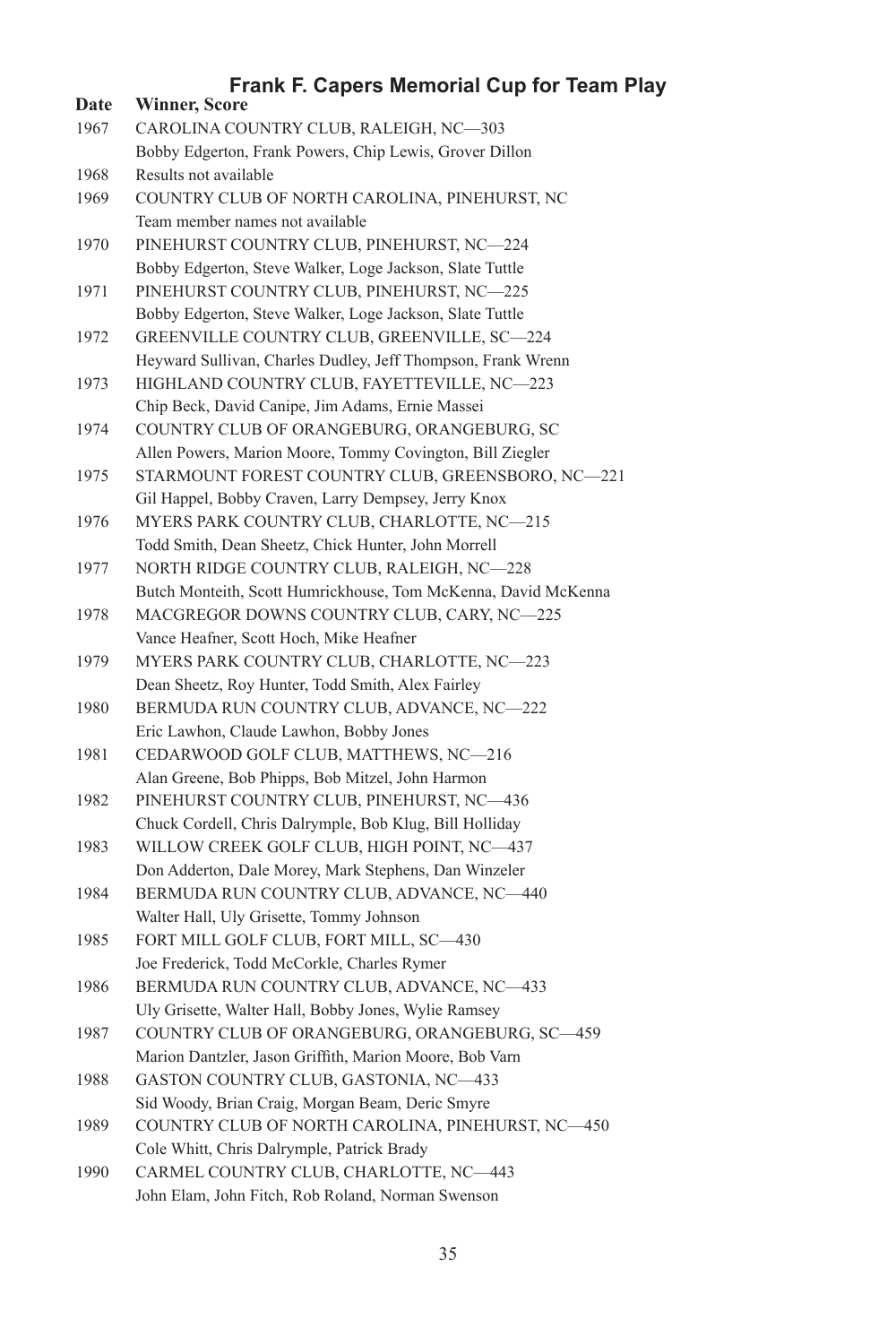## Frank F. Capers Memorial Cup for Team Play

| Date | Winner, Score |
|---|---|
| 1967 | CAROLINA COUNTRY CLUB, RALEIGH, NC—303<br>Bobby Edgerton, Frank Powers, Chip Lewis, Grover Dillon |
| 1968 | Results not available |
| 1969 | COUNTRY CLUB OF NORTH CAROLINA, PINEHURST, NC<br>Team member names not available |
| 1970 | PINEHURST COUNTRY CLUB, PINEHURST, NC—224<br>Bobby Edgerton, Steve Walker, Loge Jackson, Slate Tuttle |
| 1971 | PINEHURST COUNTRY CLUB, PINEHURST, NC—225<br>Bobby Edgerton, Steve Walker, Loge Jackson, Slate Tuttle |
| 1972 | GREENVILLE COUNTRY CLUB, GREENVILLE, SC—224<br>Heyward Sullivan, Charles Dudley, Jeff Thompson, Frank Wrenn |
| 1973 | HIGHLAND COUNTRY CLUB, FAYETTEVILLE, NC—223<br>Chip Beck, David Canipe, Jim Adams, Ernie Massei |
| 1974 | COUNTRY CLUB OF ORANGEBURG, ORANGEBURG, SC<br>Allen Powers, Marion Moore, Tommy Covington, Bill Ziegler |
| 1975 | STARMOUNT FOREST COUNTRY CLUB, GREENSBORO, NC—221<br>Gil Happel, Bobby Craven, Larry Dempsey, Jerry Knox |
| 1976 | MYERS PARK COUNTRY CLUB, CHARLOTTE, NC—215<br>Todd Smith, Dean Sheetz, Chick Hunter, John Morrell |
| 1977 | NORTH RIDGE COUNTRY CLUB, RALEIGH, NC—228<br>Butch Monteith, Scott Humrickhouse, Tom McKenna, David McKenna |
| 1978 | MACGREGOR DOWNS COUNTRY CLUB, CARY, NC—225<br>Vance Heafner, Scott Hoch, Mike Heafner |
| 1979 | MYERS PARK COUNTRY CLUB, CHARLOTTE, NC—223<br>Dean Sheetz, Roy Hunter, Todd Smith, Alex Fairley |
| 1980 | BERMUDA RUN COUNTRY CLUB, ADVANCE, NC—222<br>Eric Lawhon, Claude Lawhon, Bobby Jones |
| 1981 | CEDARWOOD GOLF CLUB, MATTHEWS, NC—216<br>Alan Greene, Bob Phipps, Bob Mitzel, John Harmon |
| 1982 | PINEHURST COUNTRY CLUB, PINEHURST, NC—436<br>Chuck Cordell, Chris Dalrymple, Bob Klug, Bill Holliday |
| 1983 | WILLOW CREEK GOLF CLUB, HIGH POINT, NC—437<br>Don Adderton, Dale Morey, Mark Stephens, Dan Winzeler |
| 1984 | BERMUDA RUN COUNTRY CLUB, ADVANCE, NC—440<br>Walter Hall, Uly Grisette, Tommy Johnson |
| 1985 | FORT MILL GOLF CLUB, FORT MILL, SC—430<br>Joe Frederick, Todd McCorkle, Charles Rymer |
| 1986 | BERMUDA RUN COUNTRY CLUB, ADVANCE, NC—433<br>Uly Grisette, Walter Hall, Bobby Jones, Wylie Ramsey |
| 1987 | COUNTRY CLUB OF ORANGEBURG, ORANGEBURG, SC—459<br>Marion Dantzler, Jason Griffith, Marion Moore, Bob Varn |
| 1988 | GASTON COUNTRY CLUB, GASTONIA, NC—433<br>Sid Woody, Brian Craig, Morgan Beam, Deric Smyre |
| 1989 | COUNTRY CLUB OF NORTH CAROLINA, PINEHURST, NC—450<br>Cole Whitt, Chris Dalrymple, Patrick Brady |
| 1990 | CARMEL COUNTRY CLUB, CHARLOTTE, NC—443<br>John Elam, John Fitch, Rob Roland, Norman Swenson |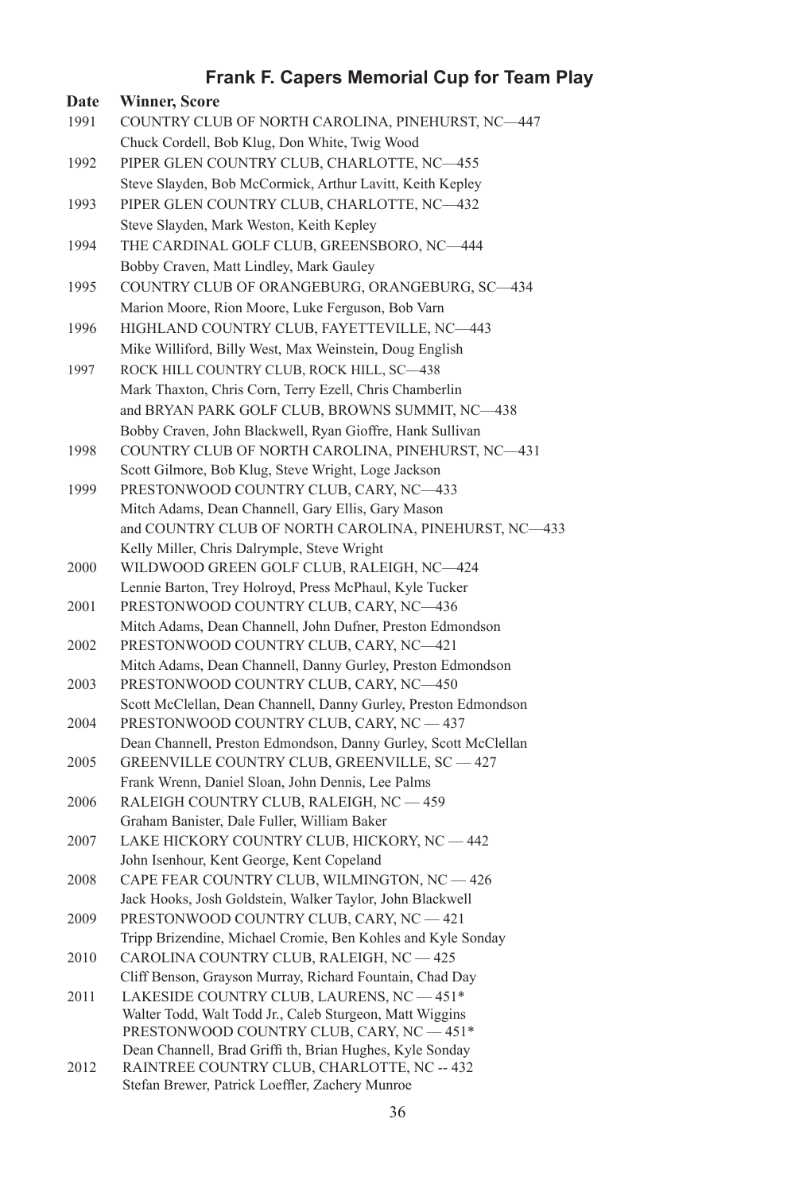## Frank F. Capers Memorial Cup for Team Play

| Date | Winner, Score |
|---|---|
| 1991 | COUNTRY CLUB OF NORTH CAROLINA, PINEHURST, NC—447 |
| | Chuck Cordell, Bob Klug, Don White, Twig Wood |
| 1992 | PIPER GLEN COUNTRY CLUB, CHARLOTTE, NC—455 |
| | Steve Slayden, Bob McCormick, Arthur Lavitt, Keith Kepley |
| 1993 | PIPER GLEN COUNTRY CLUB, CHARLOTTE, NC—432 |
| | Steve Slayden, Mark Weston, Keith Kepley |
| 1994 | THE CARDINAL GOLF CLUB, GREENSBORO, NC—444 |
| | Bobby Craven, Matt Lindley, Mark Gauley |
| 1995 | COUNTRY CLUB OF ORANGEBURG, ORANGEBURG, SC—434 |
| | Marion Moore, Rion Moore, Luke Ferguson, Bob Varn |
| 1996 | HIGHLAND COUNTRY CLUB, FAYETTEVILLE, NC—443 |
| | Mike Williford, Billy West, Max Weinstein, Doug English |
| 1997 | ROCK HILL COUNTRY CLUB, ROCK HILL, SC—438 |
| | Mark Thaxton, Chris Corn, Terry Ezell, Chris Chamberlin |
| | and BRYAN PARK GOLF CLUB, BROWNS SUMMIT, NC—438 |
| | Bobby Craven, John Blackwell, Ryan Gioffre, Hank Sullivan |
| 1998 | COUNTRY CLUB OF NORTH CAROLINA, PINEHURST, NC—431 |
| | Scott Gilmore, Bob Klug, Steve Wright, Loge Jackson |
| 1999 | PRESTONWOOD COUNTRY CLUB, CARY, NC—433 |
| | Mitch Adams, Dean Channell, Gary Ellis, Gary Mason |
| | and COUNTRY CLUB OF NORTH CAROLINA, PINEHURST, NC—433 |
| | Kelly Miller, Chris Dalrymple, Steve Wright |
| 2000 | WILDWOOD GREEN GOLF CLUB, RALEIGH, NC—424 |
| | Lennie Barton, Trey Holroyd, Press McPhaul, Kyle Tucker |
| 2001 | PRESTONWOOD COUNTRY CLUB, CARY, NC—436 |
| | Mitch Adams, Dean Channell, John Dufner, Preston Edmondson |
| 2002 | PRESTONWOOD COUNTRY CLUB, CARY, NC—421 |
| | Mitch Adams, Dean Channell, Danny Gurley, Preston Edmondson |
| 2003 | PRESTONWOOD COUNTRY CLUB, CARY, NC—450 |
| | Scott McClellan, Dean Channell, Danny Gurley, Preston Edmondson |
| 2004 | PRESTONWOOD COUNTRY CLUB, CARY, NC — 437 |
| | Dean Channell, Preston Edmondson, Danny Gurley, Scott McClellan |
| 2005 | GREENVILLE COUNTRY CLUB, GREENVILLE, SC — 427 |
| | Frank Wrenn, Daniel Sloan, John Dennis, Lee Palms |
| 2006 | RALEIGH COUNTRY CLUB, RALEIGH, NC — 459 |
| | Graham Banister, Dale Fuller, William Baker |
| 2007 | LAKE HICKORY COUNTRY CLUB, HICKORY, NC — 442 |
| | John Isenhour, Kent George, Kent Copeland |
| 2008 | CAPE FEAR COUNTRY CLUB, WILMINGTON, NC — 426 |
| | Jack Hooks, Josh Goldstein, Walker Taylor, John Blackwell |
| 2009 | PRESTONWOOD COUNTRY CLUB, CARY, NC — 421 |
| | Tripp Brizendine, Michael Cromie, Ben Kohles and Kyle Sonday |
| 2010 | CAROLINA COUNTRY CLUB, RALEIGH, NC — 425 |
| | Cliff Benson, Grayson Murray, Richard Fountain, Chad Day |
| 2011 | LAKESIDE COUNTRY CLUB, LAURENS, NC — 451* |
| | Walter Todd, Walt Todd Jr., Caleb Sturgeon, Matt Wiggins |
| | PRESTONWOOD COUNTRY CLUB, CARY, NC — 451* |
| | Dean Channell, Brad Griffi th, Brian Hughes, Kyle Sonday |
| 2012 | RAINTREE COUNTRY CLUB, CHARLOTTE, NC -- 432 |
| | Stefan Brewer, Patrick Loeffler, Zachery Munroe |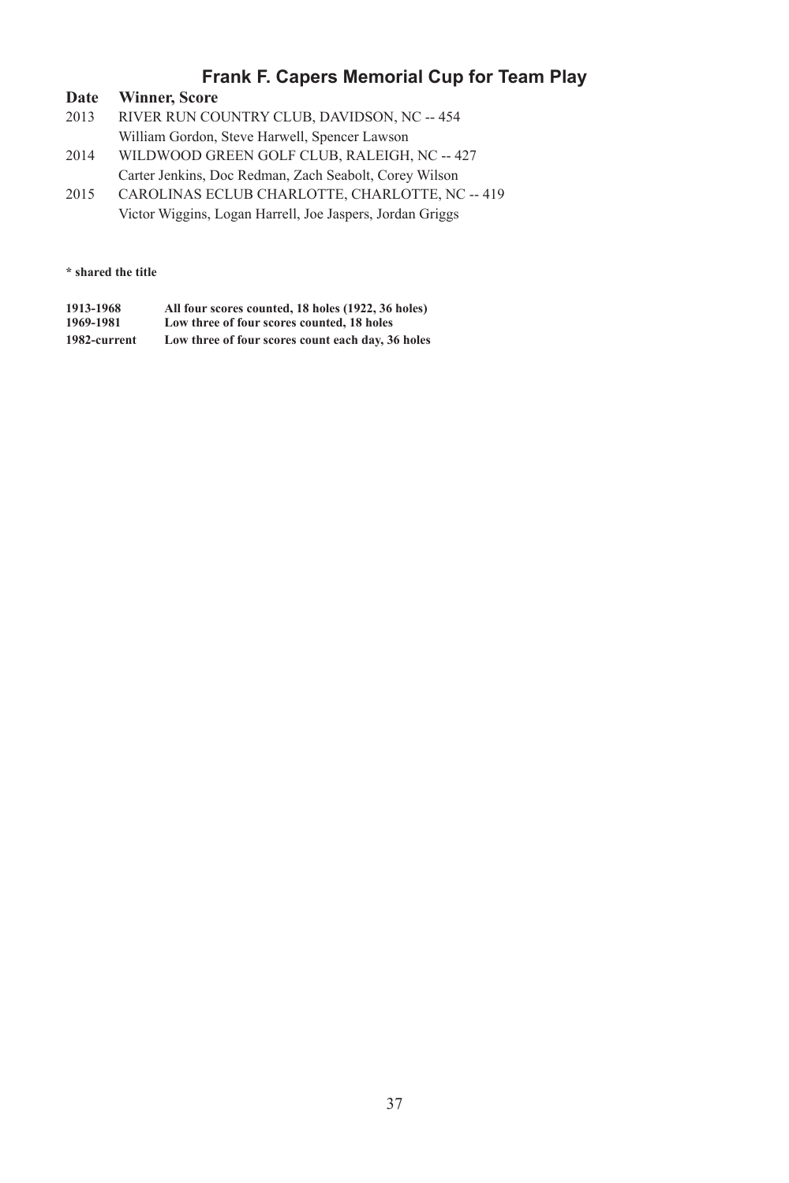## Frank F. Capers Memorial Cup for Team Play

**Date** **Winner, Score**

2013 RIVER RUN COUNTRY CLUB, DAVIDSON, NC -- 454
William Gordon, Steve Harwell, Spencer Lawson

2014 WILDWOOD GREEN GOLF CLUB, RALEIGH, NC -- 427
Carter Jenkins, Doc Redman, Zach Seabolt, Corey Wilson

2015 CAROLINAS ECLUB CHARLOTTE, CHARLOTTE, NC -- 419
Victor Wiggins, Logan Harrell, Joe Jaspers, Jordan Griggs

**\* shared the title**

| | |
|---|---|
| **1913-1968** | **All four scores counted, 18 holes (1922, 36 holes)** |
| **1969-1981** | **Low three of four scores counted, 18 holes** |
| **1982-current** | **Low three of four scores count each day, 36 holes** |